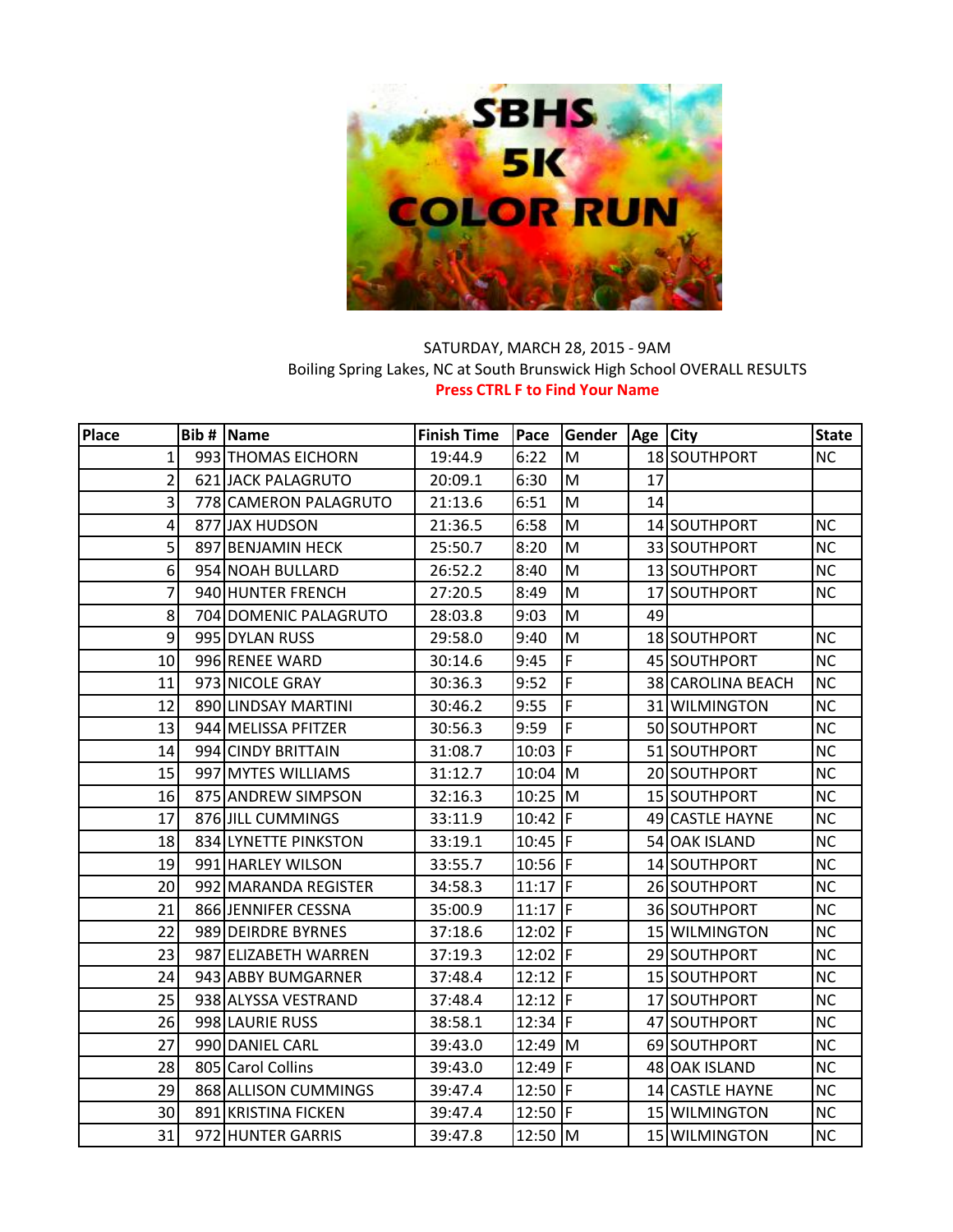# SBHS 5K COLOR RUN

SATURDAY, MARCH 28, 2015 - 9AM

Boiling Spring Lakes, NC at South Brunswick High School OVERALL RESULTS

**Press CTRL F to Find Your Name**

| Place | Bib # | Name | Finish Time | Pace | Gender | Age | City | State |
|---|---|---|---|---|---|---|---|---|
| 1 | 993 | THOMAS EICHORN | 19:44.9 | 6:22 | M | 18 | SOUTHPORT | NC |
| 2 | 621 | JACK PALAGRUTO | 20:09.1 | 6:30 | M | 17 | | |
| 3 | 778 | CAMERON PALAGRUTO | 21:13.6 | 6:51 | M | 14 | | |
| 4 | 877 | JAX HUDSON | 21:36.5 | 6:58 | M | 14 | SOUTHPORT | NC |
| 5 | 897 | BENJAMIN HECK | 25:50.7 | 8:20 | M | 33 | SOUTHPORT | NC |
| 6 | 954 | NOAH BULLARD | 26:52.2 | 8:40 | M | 13 | SOUTHPORT | NC |
| 7 | 940 | HUNTER FRENCH | 27:20.5 | 8:49 | M | 17 | SOUTHPORT | NC |
| 8 | 704 | DOMENIC PALAGRUTO | 28:03.8 | 9:03 | M | 49 | | |
| 9 | 995 | DYLAN RUSS | 29:58.0 | 9:40 | M | 18 | SOUTHPORT | NC |
| 10 | 996 | RENEE WARD | 30:14.6 | 9:45 | F | 45 | SOUTHPORT | NC |
| 11 | 973 | NICOLE GRAY | 30:36.3 | 9:52 | F | 38 | CAROLINA BEACH | NC |
| 12 | 890 | LINDSAY MARTINI | 30:46.2 | 9:55 | F | 31 | WILMINGTON | NC |
| 13 | 944 | MELISSA PFITZER | 30:56.3 | 9:59 | F | 50 | SOUTHPORT | NC |
| 14 | 994 | CINDY BRITTAIN | 31:08.7 | 10:03 | F | 51 | SOUTHPORT | NC |
| 15 | 997 | MYTES WILLIAMS | 31:12.7 | 10:04 | M | 20 | SOUTHPORT | NC |
| 16 | 875 | ANDREW SIMPSON | 32:16.3 | 10:25 | M | 15 | SOUTHPORT | NC |
| 17 | 876 | JILL CUMMINGS | 33:11.9 | 10:42 | F | 49 | CASTLE HAYNE | NC |
| 18 | 834 | LYNETTE PINKSTON | 33:19.1 | 10:45 | F | 54 | OAK ISLAND | NC |
| 19 | 991 | HARLEY WILSON | 33:55.7 | 10:56 | F | 14 | SOUTHPORT | NC |
| 20 | 992 | MARANDA REGISTER | 34:58.3 | 11:17 | F | 26 | SOUTHPORT | NC |
| 21 | 866 | JENNIFER CESSNA | 35:00.9 | 11:17 | F | 36 | SOUTHPORT | NC |
| 22 | 989 | DEIRDRE BYRNES | 37:18.6 | 12:02 | F | 15 | WILMINGTON | NC |
| 23 | 987 | ELIZABETH WARREN | 37:19.3 | 12:02 | F | 29 | SOUTHPORT | NC |
| 24 | 943 | ABBY BUMGARNER | 37:48.4 | 12:12 | F | 15 | SOUTHPORT | NC |
| 25 | 938 | ALYSSA VESTRAND | 37:48.4 | 12:12 | F | 17 | SOUTHPORT | NC |
| 26 | 998 | LAURIE RUSS | 38:58.1 | 12:34 | F | 47 | SOUTHPORT | NC |
| 27 | 990 | DANIEL CARL | 39:43.0 | 12:49 | M | 69 | SOUTHPORT | NC |
| 28 | 805 | Carol Collins | 39:43.0 | 12:49 | F | 48 | OAK ISLAND | NC |
| 29 | 868 | ALLISON CUMMINGS | 39:47.4 | 12:50 | F | 14 | CASTLE HAYNE | NC |
| 30 | 891 | KRISTINA FICKEN | 39:47.4 | 12:50 | F | 15 | WILMINGTON | NC |
| 31 | 972 | HUNTER GARRIS | 39:47.8 | 12:50 | M | 15 | WILMINGTON | NC |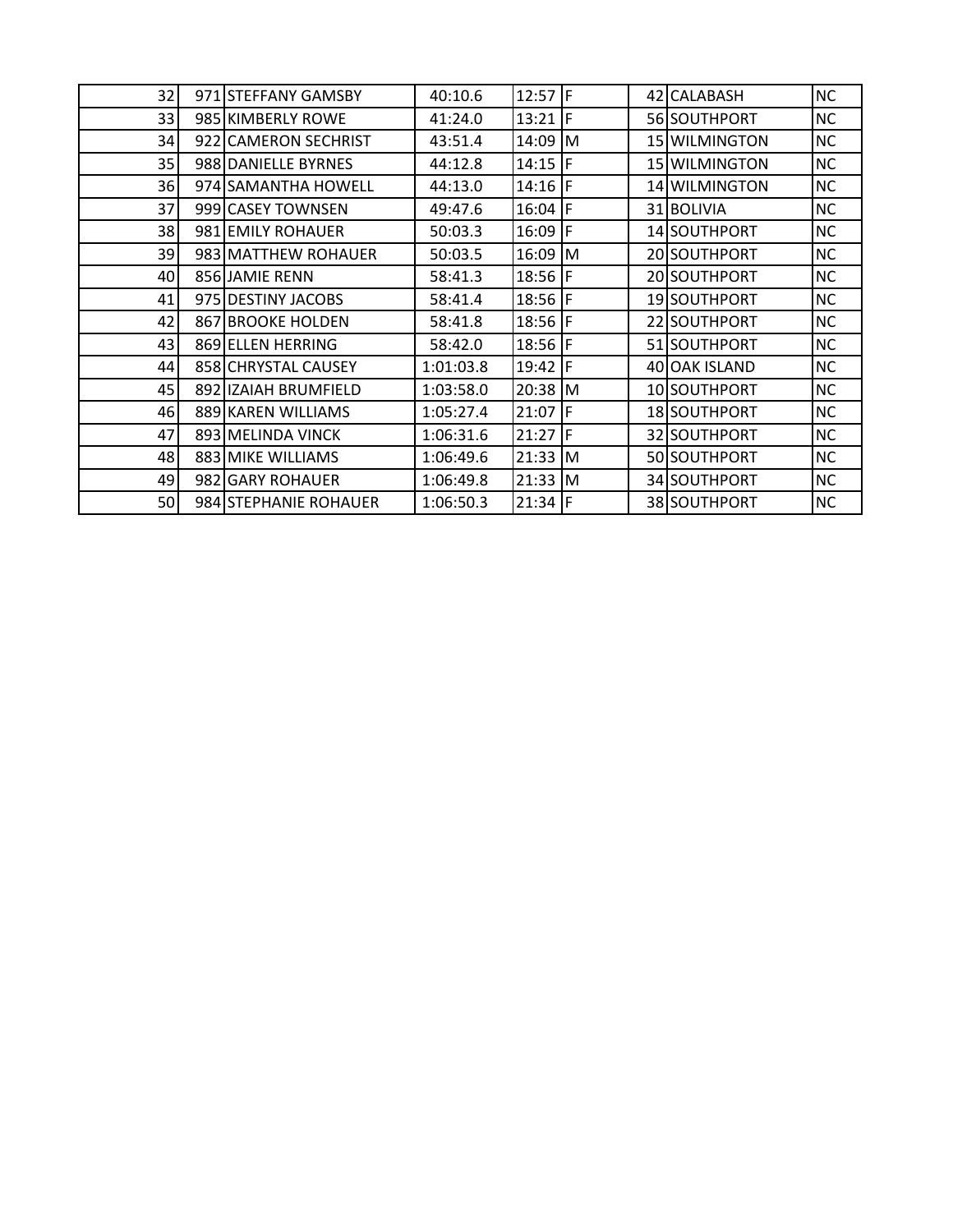| | | | | | | | | |
|---|---|---|---|---|---|---|---|---|
| 32 | 971 | STEFFANY GAMSBY | 40:10.6 | 12:57 | F | 42 | CALABASH | NC |
| 33 | 985 | KIMBERLY ROWE | 41:24.0 | 13:21 | F | 56 | SOUTHPORT | NC |
| 34 | 922 | CAMERON SECHRIST | 43:51.4 | 14:09 | M | 15 | WILMINGTON | NC |
| 35 | 988 | DANIELLE BYRNES | 44:12.8 | 14:15 | F | 15 | WILMINGTON | NC |
| 36 | 974 | SAMANTHA HOWELL | 44:13.0 | 14:16 | F | 14 | WILMINGTON | NC |
| 37 | 999 | CASEY TOWNSEN | 49:47.6 | 16:04 | F | 31 | BOLIVIA | NC |
| 38 | 981 | EMILY ROHAUER | 50:03.3 | 16:09 | F | 14 | SOUTHPORT | NC |
| 39 | 983 | MATTHEW ROHAUER | 50:03.5 | 16:09 | M | 20 | SOUTHPORT | NC |
| 40 | 856 | JAMIE RENN | 58:41.3 | 18:56 | F | 20 | SOUTHPORT | NC |
| 41 | 975 | DESTINY JACOBS | 58:41.4 | 18:56 | F | 19 | SOUTHPORT | NC |
| 42 | 867 | BROOKE HOLDEN | 58:41.8 | 18:56 | F | 22 | SOUTHPORT | NC |
| 43 | 869 | ELLEN HERRING | 58:42.0 | 18:56 | F | 51 | SOUTHPORT | NC |
| 44 | 858 | CHRYSTAL CAUSEY | 1:01:03.8 | 19:42 | F | 40 | OAK ISLAND | NC |
| 45 | 892 | IZAIAH BRUMFIELD | 1:03:58.0 | 20:38 | M | 10 | SOUTHPORT | NC |
| 46 | 889 | KAREN WILLIAMS | 1:05:27.4 | 21:07 | F | 18 | SOUTHPORT | NC |
| 47 | 893 | MELINDA VINCK | 1:06:31.6 | 21:27 | F | 32 | SOUTHPORT | NC |
| 48 | 883 | MIKE WILLIAMS | 1:06:49.6 | 21:33 | M | 50 | SOUTHPORT | NC |
| 49 | 982 | GARY ROHAUER | 1:06:49.8 | 21:33 | M | 34 | SOUTHPORT | NC |
| 50 | 984 | STEPHANIE ROHAUER | 1:06:50.3 | 21:34 | F | 38 | SOUTHPORT | NC |